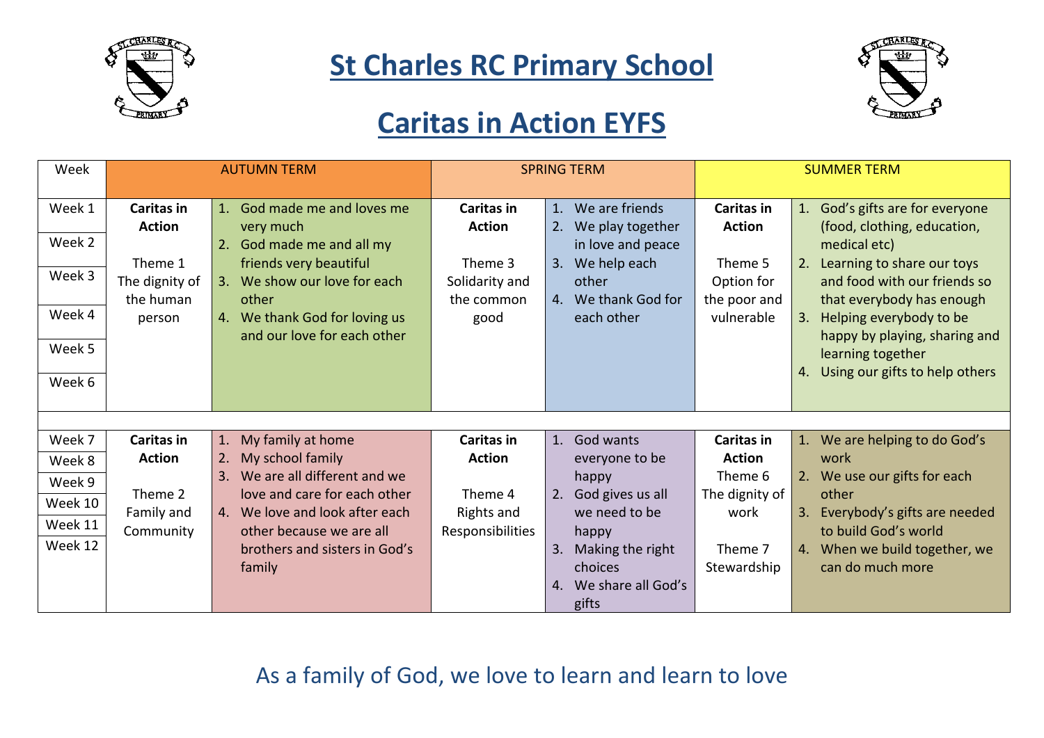# St Charles RC Primary School

# Caritas in Action EYFS

| Week | AUTUMN TERM | | SPRING TERM | | SUMMER TERM | |
|---|---|---|---|---|---|---|
| Week 1<br>Week 2<br>Week 3<br>Week 4<br>Week 5<br>Week 6 | **Caritas in Action**<br><br>Theme 1<br>The dignity of the human person | 1. God made me and loves me very much<br>2. God made me and all my friends very beautiful<br>3. We show our love for each other<br>4. We thank God for loving us and our love for each other | **Caritas in Action**<br><br>Theme 3<br>Solidarity and the common good | 1. We are friends<br>2. We play together in love and peace<br>3. We help each other<br>4. We thank God for each other | **Caritas in Action**<br><br>Theme 5<br>Option for the poor and vulnerable | 1. God's gifts are for everyone (food, clothing, education, medical etc)<br>2. Learning to share our toys and food with our friends so that everybody has enough<br>3. Helping everybody to be happy by playing, sharing and learning together<br>4. Using our gifts to help others |
| Week 7<br>Week 8<br>Week 9<br>Week 10<br>Week 11<br>Week 12 | **Caritas in Action**<br><br>Theme 2<br>Family and Community | 1. My family at home<br>2. My school family<br>3. We are all different and we love and care for each other<br>4. We love and look after each other because we are all brothers and sisters in God's family | **Caritas in Action**<br><br>Theme 4<br>Rights and Responsibilities | 1. God wants everyone to be happy<br>2. God gives us all we need to be happy<br>3. Making the right choices<br>4. We share all God's gifts | **Caritas in Action**<br>Theme 6<br>The dignity of work<br><br>Theme 7<br>Stewardship | 1. We are helping to do God's work<br>2. We use our gifts for each other<br>3. Everybody's gifts are needed to build God's world<br>4. When we build together, we can do much more |

As a family of God, we love to learn and learn to love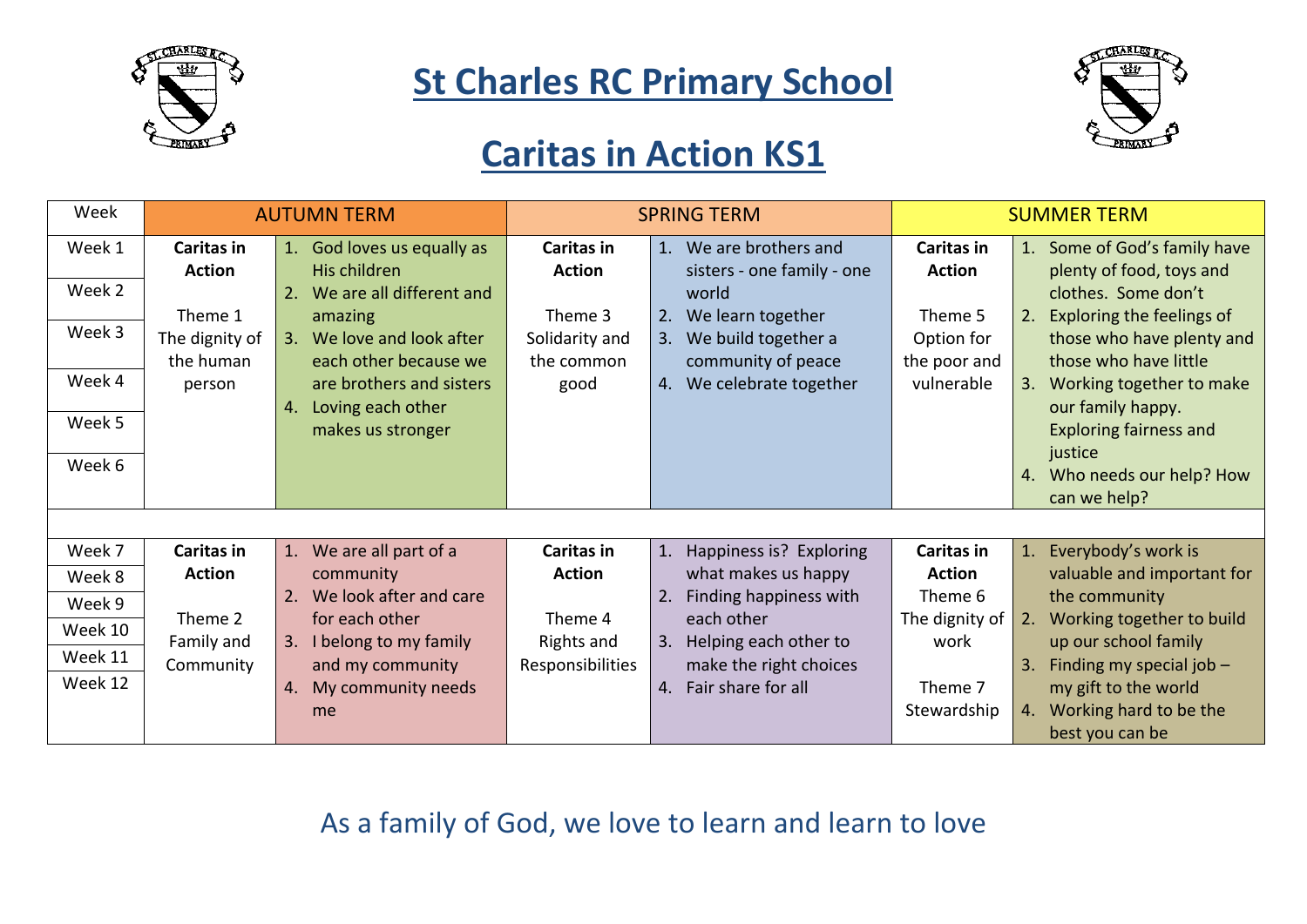# St Charles RC Primary School

# Caritas in Action KS1

| Week | AUTUMN TERM | | SPRING TERM | | SUMMER TERM | |
|---|---|---|---|---|---|---|
| Week 1<br>Week 2<br>Week 3<br>Week 4<br>Week 5<br>Week 6 | **Caritas in Action**<br><br>Theme 1<br>The dignity of the human person | 1. God loves us equally as His children<br>2. We are all different and amazing<br>3. We love and look after each other because we are brothers and sisters<br>4. Loving each other makes us stronger | **Caritas in Action**<br><br>Theme 3<br>Solidarity and the common good | 1. We are brothers and sisters - one family - one world<br>2. We learn together<br>3. We build together a community of peace<br>4. We celebrate together | **Caritas in Action**<br><br>Theme 5<br>Option for the poor and vulnerable | 1. Some of God's family have plenty of food, toys and clothes. Some don't<br>2. Exploring the feelings of those who have plenty and those who have little<br>3. Working together to make our family happy. Exploring fairness and justice<br>4. Who needs our help? How can we help? |
| | | | | | | |
| Week 7<br>Week 8<br>Week 9<br>Week 10<br>Week 11<br>Week 12 | **Caritas in Action**<br><br>Theme 2<br>Family and Community | 1. We are all part of a community<br>2. We look after and care for each other<br>3. I belong to my family and my community<br>4. My community needs me | **Caritas in Action**<br><br>Theme 4<br>Rights and Responsibilities | 1. Happiness is? Exploring what makes us happy<br>2. Finding happiness with each other<br>3. Helping each other to make the right choices<br>4. Fair share for all | **Caritas in Action**<br>Theme 6<br>The dignity of work<br><br>Theme 7<br>Stewardship | 1. Everybody's work is valuable and important for the community<br>2. Working together to build up our school family<br>3. Finding my special job – my gift to the world<br>4. Working hard to be the best you can be |

As a family of God, we love to learn and learn to love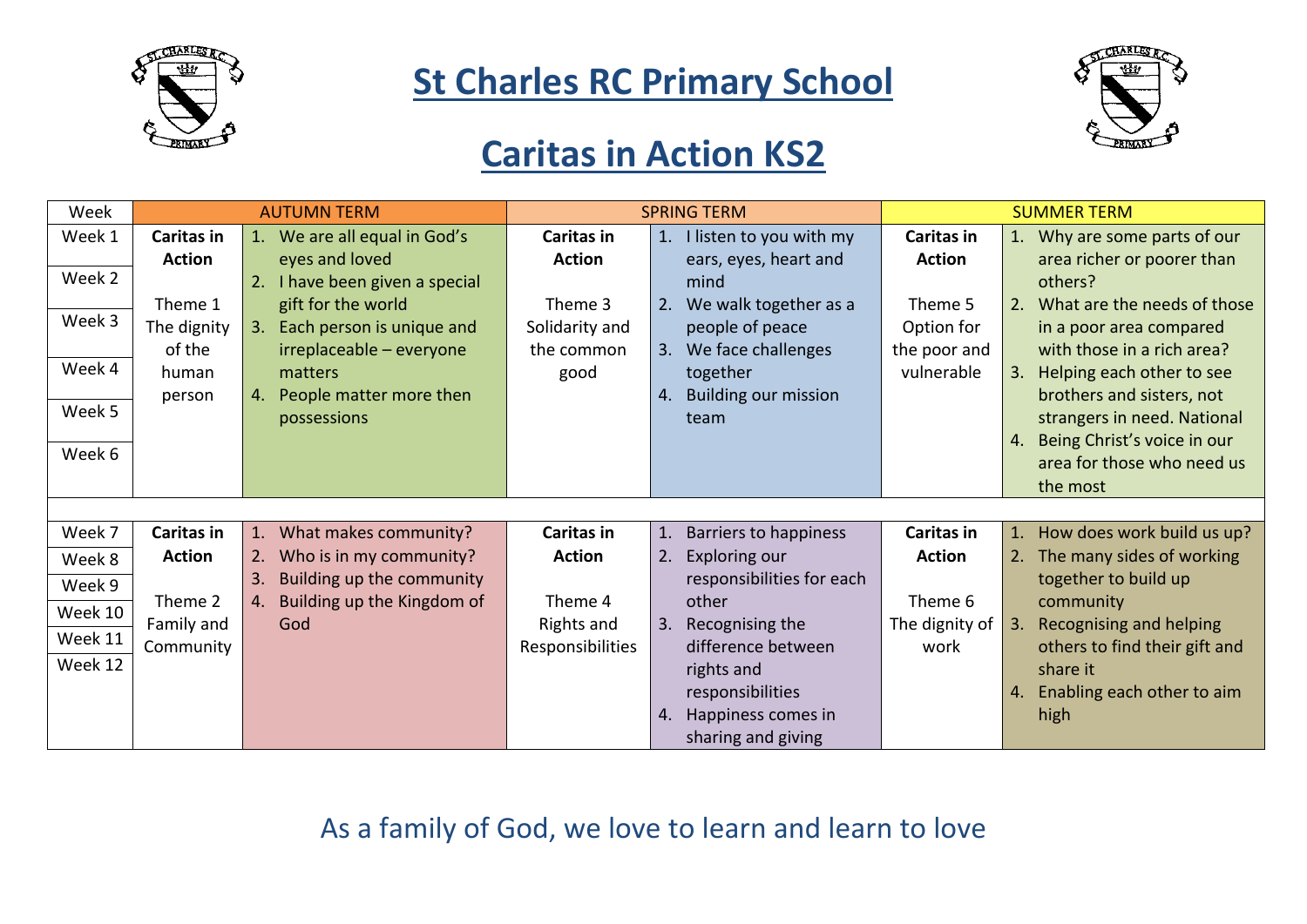# St Charles RC Primary School

# Caritas in Action KS2

| Week | AUTUMN TERM | | SPRING TERM | | SUMMER TERM | |
|---|---|---|---|---|---|---|
| Week 1<br>Week 2<br>Week 3<br>Week 4<br>Week 5<br>Week 6 | **Caritas in Action**<br><br>Theme 1<br>The dignity of the human person | 1. We are all equal in God's eyes and loved<br>2. I have been given a special gift for the world<br>3. Each person is unique and irreplaceable – everyone matters<br>4. People matter more then possessions | **Caritas in Action**<br><br>Theme 3<br>Solidarity and the common good | 1. I listen to you with my ears, eyes, heart and mind<br>2. We walk together as a people of peace<br>3. We face challenges together<br>4. Building our mission team | **Caritas in Action**<br><br>Theme 5<br>Option for the poor and vulnerable | 1. Why are some parts of our area richer or poorer than others?<br>2. What are the needs of those in a poor area compared with those in a rich area?<br>3. Helping each other to see brothers and sisters, not strangers in need. National<br>4. Being Christ's voice in our area for those who need us the most |
| | | | | | | |
| Week 7<br>Week 8<br>Week 9<br>Week 10<br>Week 11<br>Week 12 | **Caritas in Action**<br><br>Theme 2<br>Family and Community | 1. What makes community?<br>2. Who is in my community?<br>3. Building up the community<br>4. Building up the Kingdom of God | **Caritas in Action**<br><br>Theme 4<br>Rights and Responsibilities | 1. Barriers to happiness<br>2. Exploring our responsibilities for each other<br>3. Recognising the difference between rights and responsibilities<br>4. Happiness comes in sharing and giving | **Caritas in Action**<br><br>Theme 6<br>The dignity of work | 1. How does work build us up?<br>2. The many sides of working together to build up community<br>3. Recognising and helping others to find their gift and share it<br>4. Enabling each other to aim high |

As a family of God, we love to learn and learn to love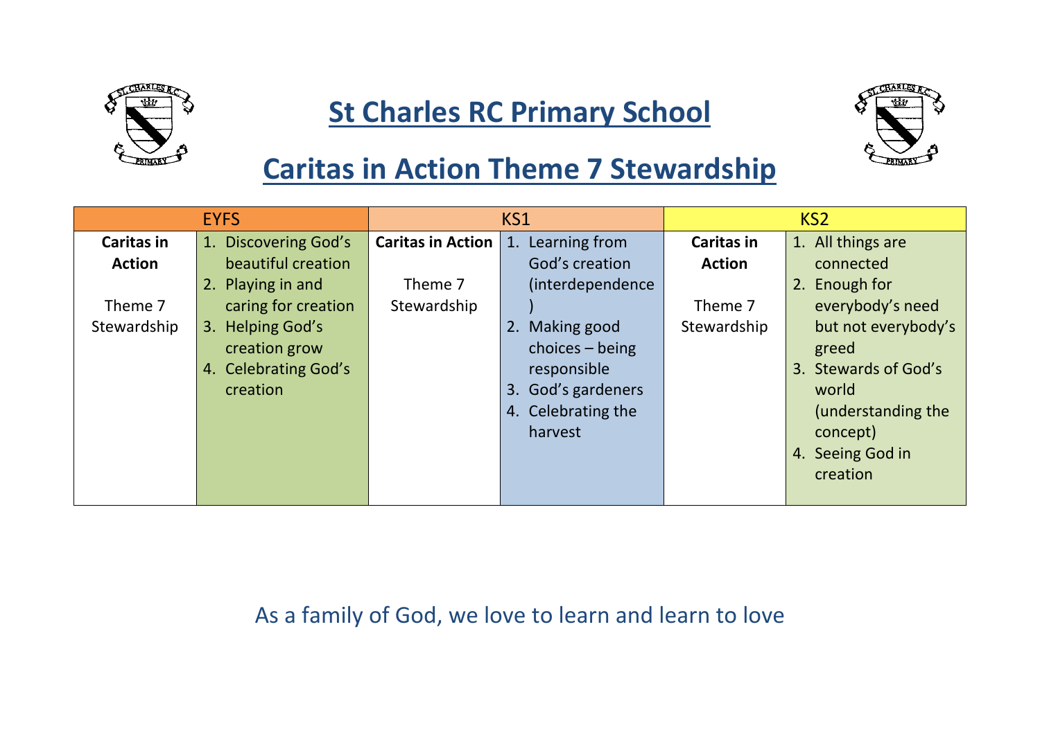# St Charles RC Primary School

## Caritas in Action Theme 7 Stewardship

| EYFS | | KS1 | | KS2 | |
|---|---|---|---|---|---|
| **Caritas in Action**<br><br>Theme 7 Stewardship | 1. Discovering God's beautiful creation<br>2. Playing in and caring for creation<br>3. Helping God's creation grow<br>4. Celebrating God's creation | **Caritas in Action**<br><br>Theme 7 Stewardship | 1. Learning from God's creation (interdependence)<br>2. Making good choices – being responsible<br>3. God's gardeners<br>4. Celebrating the harvest | **Caritas in Action**<br><br>Theme 7 Stewardship | 1. All things are connected<br>2. Enough for everybody's need but not everybody's greed<br>3. Stewards of God's world (understanding the concept)<br>4. Seeing God in creation |

As a family of God, we love to learn and learn to love